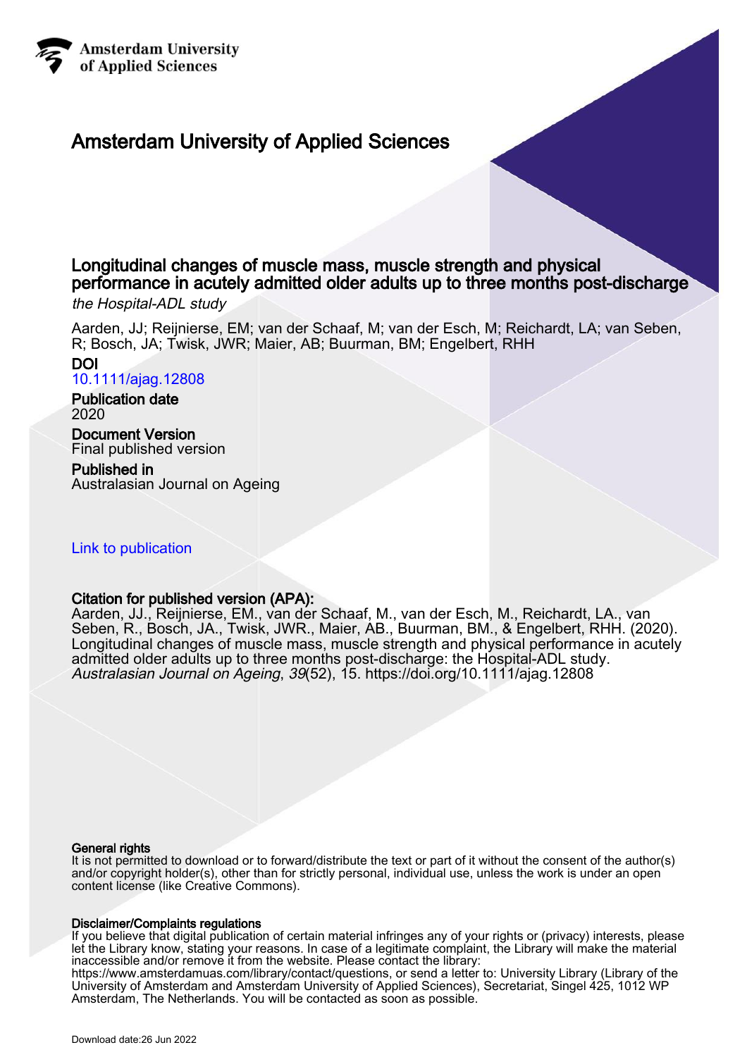Amsterdam University
of Applied Sciences

# Amsterdam University of Applied Sciences

## Longitudinal changes of muscle mass, muscle strength and physical performance in acutely admitted older adults up to three months post-discharge

*the Hospital-ADL study*

Aarden, JJ; Reijnierse, EM; van der Schaaf, M; van der Esch, M; Reichardt, LA; van Seben, R; Bosch, JA; Twisk, JWR; Maier, AB; Buurman, BM; Engelbert, RHH

**DOI**
10.1111/ajag.12808

**Publication date**
2020

**Document Version**
Final published version

**Published in**
Australasian Journal on Ageing

Link to publication

**Citation for published version (APA):**
Aarden, JJ., Reijnierse, EM., van der Schaaf, M., van der Esch, M., Reichardt, LA., van Seben, R., Bosch, JA., Twisk, JWR., Maier, AB., Buurman, BM., & Engelbert, RHH. (2020). Longitudinal changes of muscle mass, muscle strength and physical performance in acutely admitted older adults up to three months post-discharge: the Hospital-ADL study. *Australasian Journal on Ageing*, *39*(52), 15. https://doi.org/10.1111/ajag.12808

**General rights**
It is not permitted to download or to forward/distribute the text or part of it without the consent of the author(s) and/or copyright holder(s), other than for strictly personal, individual use, unless the work is under an open content license (like Creative Commons).

**Disclaimer/Complaints regulations**
If you believe that digital publication of certain material infringes any of your rights or (privacy) interests, please let the Library know, stating your reasons. In case of a legitimate complaint, the Library will make the material inaccessible and/or remove it from the website. Please contact the library: https://www.amsterdamuas.com/library/contact/questions, or send a letter to: University Library (Library of the University of Amsterdam and Amsterdam University of Applied Sciences), Secretariat, Singel 425, 1012 WP Amsterdam, The Netherlands. You will be contacted as soon as possible.

Download date:26 Jun 2022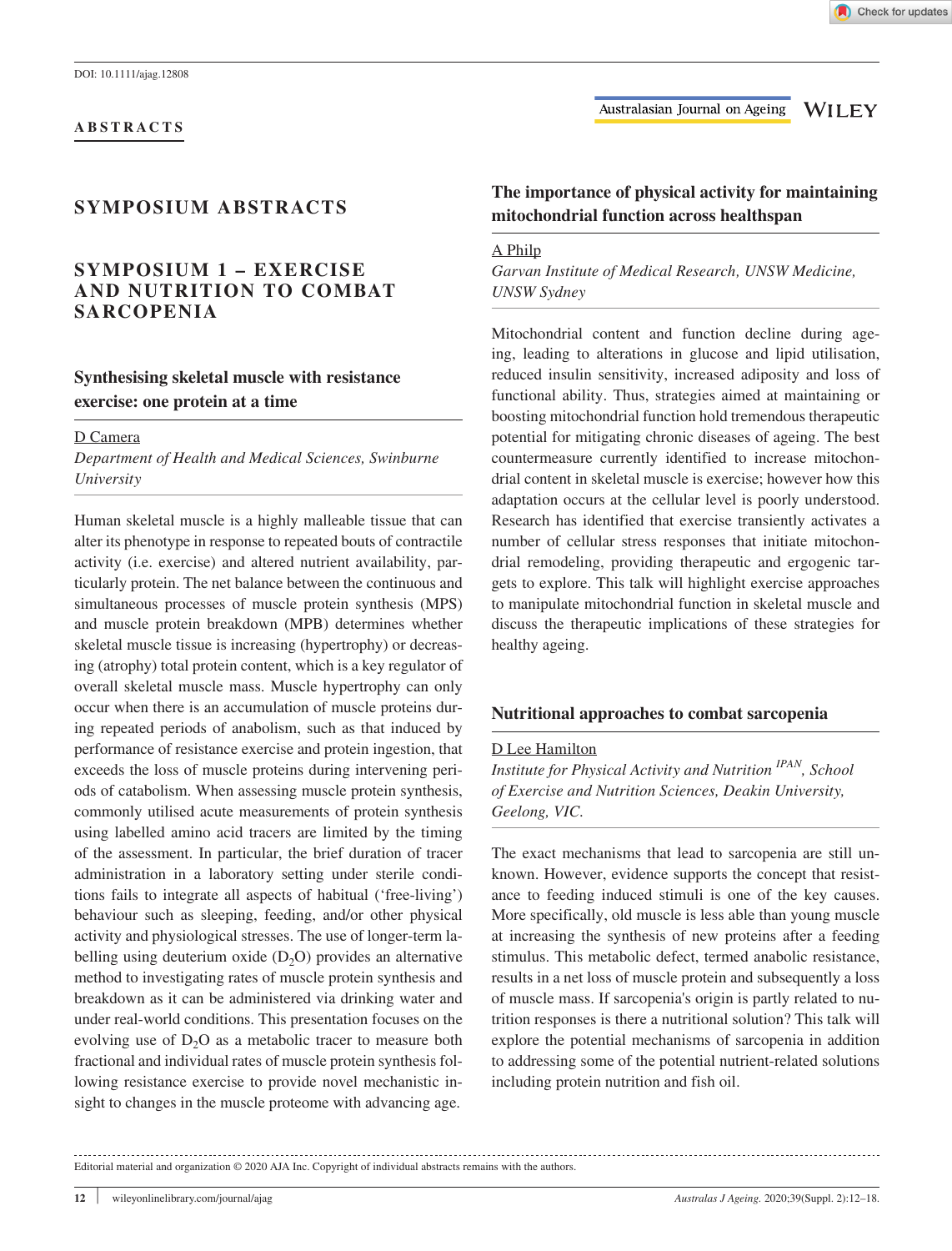DOI: 10.1111/ajag.12808

**ABSTRACTS**

# SYMPOSIUM ABSTRACTS

## SYMPOSIUM 1 – EXERCISE AND NUTRITION TO COMBAT SARCOPENIA

### Synthesising skeletal muscle with resistance exercise: one protein at a time

D Camera

*Department of Health and Medical Sciences, Swinburne University*

Human skeletal muscle is a highly malleable tissue that can alter its phenotype in response to repeated bouts of contractile activity (i.e. exercise) and altered nutrient availability, particularly protein. The net balance between the continuous and simultaneous processes of muscle protein synthesis (MPS) and muscle protein breakdown (MPB) determines whether skeletal muscle tissue is increasing (hypertrophy) or decreasing (atrophy) total protein content, which is a key regulator of overall skeletal muscle mass. Muscle hypertrophy can only occur when there is an accumulation of muscle proteins during repeated periods of anabolism, such as that induced by performance of resistance exercise and protein ingestion, that exceeds the loss of muscle proteins during intervening periods of catabolism. When assessing muscle protein synthesis, commonly utilised acute measurements of protein synthesis using labelled amino acid tracers are limited by the timing of the assessment. In particular, the brief duration of tracer administration in a laboratory setting under sterile conditions fails to integrate all aspects of habitual ('free-living') behaviour such as sleeping, feeding, and/or other physical activity and physiological stresses. The use of longer-term labelling using deuterium oxide ($D_2O$) provides an alternative method to investigating rates of muscle protein synthesis and breakdown as it can be administered via drinking water and under real-world conditions. This presentation focuses on the evolving use of $D_2O$ as a metabolic tracer to measure both fractional and individual rates of muscle protein synthesis following resistance exercise to provide novel mechanistic insight to changes in the muscle proteome with advancing age.

### The importance of physical activity for maintaining mitochondrial function across healthspan

A Philp

*Garvan Institute of Medical Research, UNSW Medicine, UNSW Sydney*

Mitochondrial content and function decline during ageing, leading to alterations in glucose and lipid utilisation, reduced insulin sensitivity, increased adiposity and loss of functional ability. Thus, strategies aimed at maintaining or boosting mitochondrial function hold tremendous therapeutic potential for mitigating chronic diseases of ageing. The best countermeasure currently identified to increase mitochondrial content in skeletal muscle is exercise; however how this adaptation occurs at the cellular level is poorly understood. Research has identified that exercise transiently activates a number of cellular stress responses that initiate mitochondrial remodeling, providing therapeutic and ergogenic targets to explore. This talk will highlight exercise approaches to manipulate mitochondrial function in skeletal muscle and discuss the therapeutic implications of these strategies for healthy ageing.

### Nutritional approaches to combat sarcopenia

D Lee Hamilton

*Institute for Physical Activity and Nutrition [IPAN], School of Exercise and Nutrition Sciences, Deakin University, Geelong, VIC.*

The exact mechanisms that lead to sarcopenia are still unknown. However, evidence supports the concept that resistance to feeding induced stimuli is one of the key causes. More specifically, old muscle is less able than young muscle at increasing the synthesis of new proteins after a feeding stimulus. This metabolic defect, termed anabolic resistance, results in a net loss of muscle protein and subsequently a loss of muscle mass. If sarcopenia's origin is partly related to nutrition responses is there a nutritional solution? This talk will explore the potential mechanisms of sarcopenia in addition to addressing some of the potential nutrient-related solutions including protein nutrition and fish oil.

Editorial material and organization © 2020 AJA Inc. Copyright of individual abstracts remains with the authors.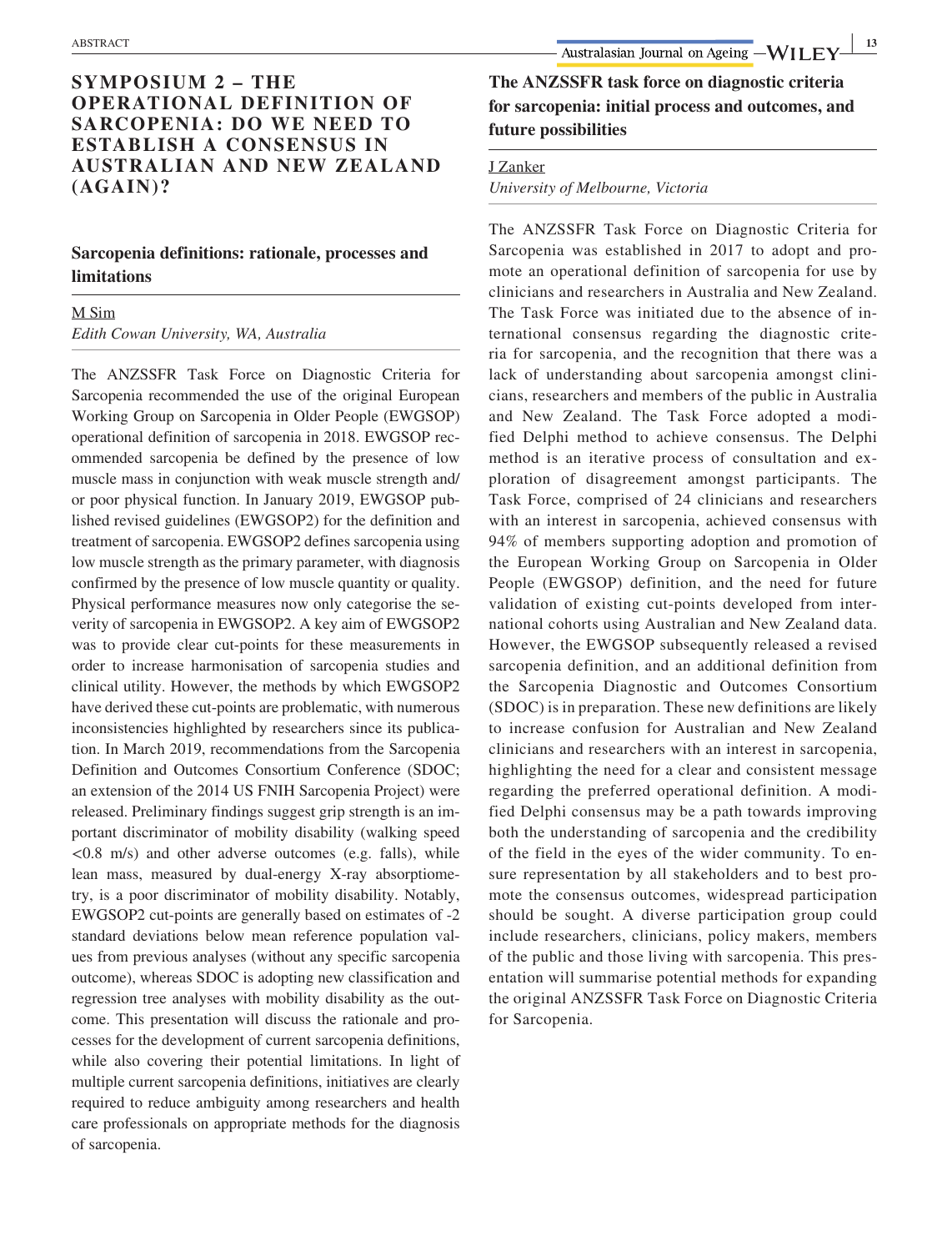# SYMPOSIUM 2 – THE OPERATIONAL DEFINITION OF SARCOPENIA: DO WE NEED TO ESTABLISH A CONSENSUS IN AUSTRALIAN AND NEW ZEALAND (AGAIN)?

## Sarcopenia definitions: rationale, processes and limitations

M Sim
*Edith Cowan University, WA, Australia*

The ANZSSFR Task Force on Diagnostic Criteria for Sarcopenia recommended the use of the original European Working Group on Sarcopenia in Older People (EWGSOP) operational definition of sarcopenia in 2018. EWGSOP recommended sarcopenia be defined by the presence of low muscle mass in conjunction with weak muscle strength and/or poor physical function. In January 2019, EWGSOP published revised guidelines (EWGSOP2) for the definition and treatment of sarcopenia. EWGSOP2 defines sarcopenia using low muscle strength as the primary parameter, with diagnosis confirmed by the presence of low muscle quantity or quality. Physical performance measures now only categorise the severity of sarcopenia in EWGSOP2. A key aim of EWGSOP2 was to provide clear cut-points for these measurements in order to increase harmonisation of sarcopenia studies and clinical utility. However, the methods by which EWGSOP2 have derived these cut-points are problematic, with numerous inconsistencies highlighted by researchers since its publication. In March 2019, recommendations from the Sarcopenia Definition and Outcomes Consortium Conference (SDOC; an extension of the 2014 US FNIH Sarcopenia Project) were released. Preliminary findings suggest grip strength is an important discriminator of mobility disability (walking speed <0.8 m/s) and other adverse outcomes (e.g. falls), while lean mass, measured by dual-energy X-ray absorptiometry, is a poor discriminator of mobility disability. Notably, EWGSOP2 cut-points are generally based on estimates of -2 standard deviations below mean reference population values from previous analyses (without any specific sarcopenia outcome), whereas SDOC is adopting new classification and regression tree analyses with mobility disability as the outcome. This presentation will discuss the rationale and processes for the development of current sarcopenia definitions, while also covering their potential limitations. In light of multiple current sarcopenia definitions, initiatives are clearly required to reduce ambiguity among researchers and health care professionals on appropriate methods for the diagnosis of sarcopenia.

## The ANZSSFR task force on diagnostic criteria for sarcopenia: initial process and outcomes, and future possibilities

J Zanker
*University of Melbourne, Victoria*

The ANZSSFR Task Force on Diagnostic Criteria for Sarcopenia was established in 2017 to adopt and promote an operational definition of sarcopenia for use by clinicians and researchers in Australia and New Zealand. The Task Force was initiated due to the absence of international consensus regarding the diagnostic criteria for sarcopenia, and the recognition that there was a lack of understanding about sarcopenia amongst clinicians, researchers and members of the public in Australia and New Zealand. The Task Force adopted a modified Delphi method to achieve consensus. The Delphi method is an iterative process of consultation and exploration of disagreement amongst participants. The Task Force, comprised of 24 clinicians and researchers with an interest in sarcopenia, achieved consensus with 94% of members supporting adoption and promotion of the European Working Group on Sarcopenia in Older People (EWGSOP) definition, and the need for future validation of existing cut-points developed from international cohorts using Australian and New Zealand data. However, the EWGSOP subsequently released a revised sarcopenia definition, and an additional definition from the Sarcopenia Diagnostic and Outcomes Consortium (SDOC) is in preparation. These new definitions are likely to increase confusion for Australian and New Zealand clinicians and researchers with an interest in sarcopenia, highlighting the need for a clear and consistent message regarding the preferred operational definition. A modified Delphi consensus may be a path towards improving both the understanding of sarcopenia and the credibility of the field in the eyes of the wider community. To ensure representation by all stakeholders and to best promote the consensus outcomes, widespread participation should be sought. A diverse participation group could include researchers, clinicians, policy makers, members of the public and those living with sarcopenia. This presentation will summarise potential methods for expanding the original ANZSSFR Task Force on Diagnostic Criteria for Sarcopenia.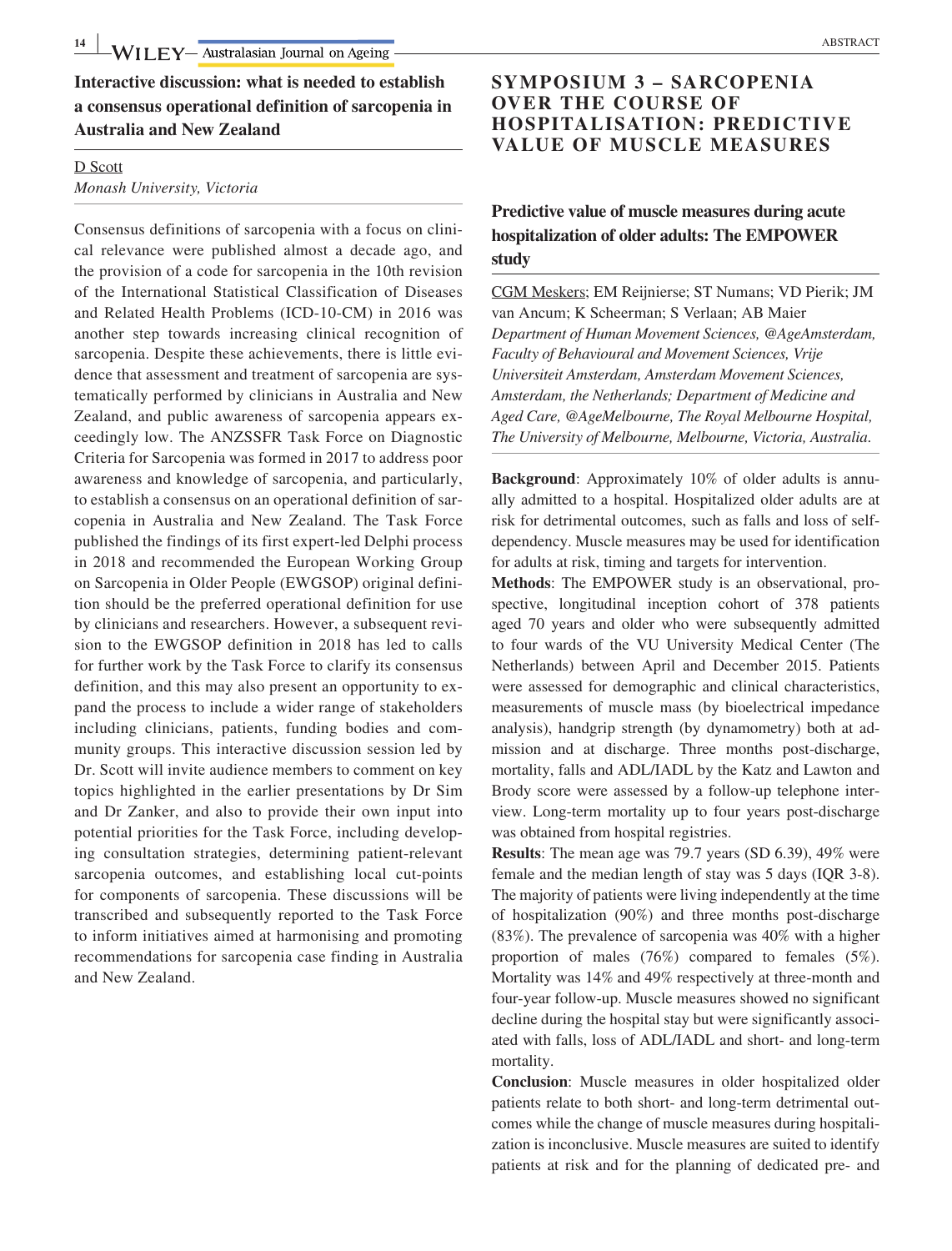## Interactive discussion: what is needed to establish a consensus operational definition of sarcopenia in Australia and New Zealand

D Scott

*Monash University, Victoria*

Consensus definitions of sarcopenia with a focus on clinical relevance were published almost a decade ago, and the provision of a code for sarcopenia in the 10th revision of the International Statistical Classification of Diseases and Related Health Problems (ICD-10-CM) in 2016 was another step towards increasing clinical recognition of sarcopenia. Despite these achievements, there is little evidence that assessment and treatment of sarcopenia are systematically performed by clinicians in Australia and New Zealand, and public awareness of sarcopenia appears exceedingly low. The ANZSSFR Task Force on Diagnostic Criteria for Sarcopenia was formed in 2017 to address poor awareness and knowledge of sarcopenia, and particularly, to establish a consensus on an operational definition of sarcopenia in Australia and New Zealand. The Task Force published the findings of its first expert-led Delphi process in 2018 and recommended the European Working Group on Sarcopenia in Older People (EWGSOP) original definition should be the preferred operational definition for use by clinicians and researchers. However, a subsequent revision to the EWGSOP definition in 2018 has led to calls for further work by the Task Force to clarify its consensus definition, and this may also present an opportunity to expand the process to include a wider range of stakeholders including clinicians, patients, funding bodies and community groups. This interactive discussion session led by Dr. Scott will invite audience members to comment on key topics highlighted in the earlier presentations by Dr Sim and Dr Zanker, and also to provide their own input into potential priorities for the Task Force, including developing consultation strategies, determining patient-relevant sarcopenia outcomes, and establishing local cut-points for components of sarcopenia. These discussions will be transcribed and subsequently reported to the Task Force to inform initiatives aimed at harmonising and promoting recommendations for sarcopenia case finding in Australia and New Zealand.

# SYMPOSIUM 3 – SARCOPENIA OVER THE COURSE OF HOSPITALISATION: PREDICTIVE VALUE OF MUSCLE MEASURES

## Predictive value of muscle measures during acute hospitalization of older adults: The EMPOWER study

CGM Meskers; EM Reijnierse; ST Numans; VD Pierik; JM van Ancum; K Scheerman; S Verlaan; AB Maier

*Department of Human Movement Sciences, @AgeAmsterdam, Faculty of Behavioural and Movement Sciences, Vrije Universiteit Amsterdam, Amsterdam Movement Sciences, Amsterdam, the Netherlands; Department of Medicine and Aged Care, @AgeMelbourne, The Royal Melbourne Hospital, The University of Melbourne, Melbourne, Victoria, Australia.*

**Background**: Approximately 10% of older adults is annually admitted to a hospital. Hospitalized older adults are at risk for detrimental outcomes, such as falls and loss of self-dependency. Muscle measures may be used for identification for adults at risk, timing and targets for intervention.

**Methods**: The EMPOWER study is an observational, prospective, longitudinal inception cohort of 378 patients aged 70 years and older who were subsequently admitted to four wards of the VU University Medical Center (The Netherlands) between April and December 2015. Patients were assessed for demographic and clinical characteristics, measurements of muscle mass (by bioelectrical impedance analysis), handgrip strength (by dynamometry) both at admission and at discharge. Three months post-discharge, mortality, falls and ADL/IADL by the Katz and Lawton and Brody score were assessed by a follow-up telephone interview. Long-term mortality up to four years post-discharge was obtained from hospital registries.

**Results**: The mean age was 79.7 years (SD 6.39), 49% were female and the median length of stay was 5 days (IQR 3-8). The majority of patients were living independently at the time of hospitalization (90%) and three months post-discharge (83%). The prevalence of sarcopenia was 40% with a higher proportion of males (76%) compared to females (5%). Mortality was 14% and 49% respectively at three-month and four-year follow-up. Muscle measures showed no significant decline during the hospital stay but were significantly associated with falls, loss of ADL/IADL and short- and long-term mortality.

**Conclusion**: Muscle measures in older hospitalized older patients relate to both short- and long-term detrimental outcomes while the change of muscle measures during hospitalization is inconclusive. Muscle measures are suited to identify patients at risk and for the planning of dedicated pre- and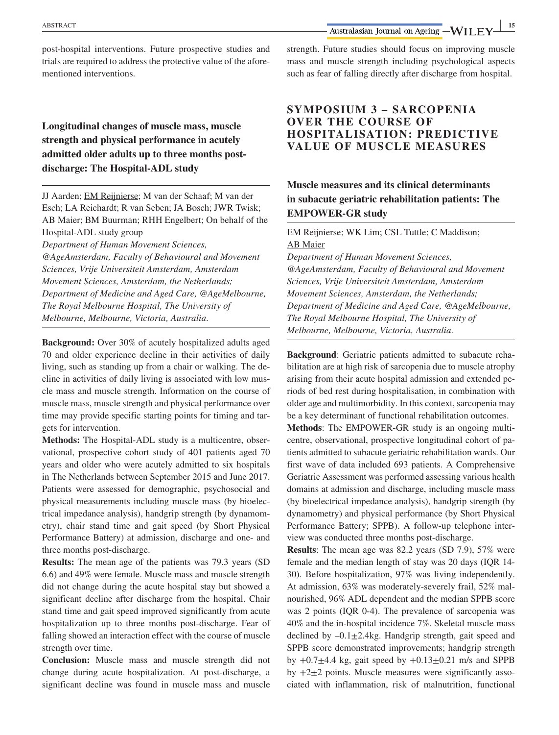post-hospital interventions. Future prospective studies and trials are required to address the protective value of the aforementioned interventions.

## Longitudinal changes of muscle mass, muscle strength and physical performance in acutely admitted older adults up to three months post-discharge: The Hospital-ADL study

JJ Aarden; EM Reijnierse; M van der Schaaf; M van der Esch; LA Reichardt; R van Seben; JA Bosch; JWR Twisk; AB Maier; BM Buurman; RHH Engelbert; On behalf of the Hospital-ADL study group

*Department of Human Movement Sciences, @AgeAmsterdam, Faculty of Behavioural and Movement Sciences, Vrije Universiteit Amsterdam, Amsterdam Movement Sciences, Amsterdam, the Netherlands; Department of Medicine and Aged Care, @AgeMelbourne, The Royal Melbourne Hospital, The University of Melbourne, Melbourne, Victoria, Australia.*

**Background:** Over 30% of acutely hospitalized adults aged 70 and older experience decline in their activities of daily living, such as standing up from a chair or walking. The decline in activities of daily living is associated with low muscle mass and muscle strength. Information on the course of muscle mass, muscle strength and physical performance over time may provide specific starting points for timing and targets for intervention.

**Methods:** The Hospital-ADL study is a multicentre, observational, prospective cohort study of 401 patients aged 70 years and older who were acutely admitted to six hospitals in The Netherlands between September 2015 and June 2017. Patients were assessed for demographic, psychosocial and physical measurements including muscle mass (by bioelectrical impedance analysis), handgrip strength (by dynamometry), chair stand time and gait speed (by Short Physical Performance Battery) at admission, discharge and one- and three months post-discharge.

**Results:** The mean age of the patients was 79.3 years (SD 6.6) and 49% were female. Muscle mass and muscle strength did not change during the acute hospital stay but showed a significant decline after discharge from the hospital. Chair stand time and gait speed improved significantly from acute hospitalization up to three months post-discharge. Fear of falling showed an interaction effect with the course of muscle strength over time.

**Conclusion:** Muscle mass and muscle strength did not change during acute hospitalization. At post-discharge, a significant decline was found in muscle mass and muscle strength. Future studies should focus on improving muscle mass and muscle strength including psychological aspects such as fear of falling directly after discharge from hospital.

# SYMPOSIUM 3 – SARCOPENIA OVER THE COURSE OF HOSPITALISATION: PREDICTIVE VALUE OF MUSCLE MEASURES

## Muscle measures and its clinical determinants in subacute geriatric rehabilitation patients: The EMPOWER-GR study

EM Reijnierse; WK Lim; CSL Tuttle; C Maddison; AB Maier

*Department of Human Movement Sciences, @AgeAmsterdam, Faculty of Behavioural and Movement Sciences, Vrije Universiteit Amsterdam, Amsterdam Movement Sciences, Amsterdam, the Netherlands; Department of Medicine and Aged Care, @AgeMelbourne, The Royal Melbourne Hospital, The University of Melbourne, Melbourne, Victoria, Australia.*

**Background**: Geriatric patients admitted to subacute rehabilitation are at high risk of sarcopenia due to muscle atrophy arising from their acute hospital admission and extended periods of bed rest during hospitalisation, in combination with older age and multimorbidity. In this context, sarcopenia may be a key determinant of functional rehabilitation outcomes.

**Methods**: The EMPOWER-GR study is an ongoing multicentre, observational, prospective longitudinal cohort of patients admitted to subacute geriatric rehabilitation wards. Our first wave of data included 693 patients. A Comprehensive Geriatric Assessment was performed assessing various health domains at admission and discharge, including muscle mass (by bioelectrical impedance analysis), handgrip strength (by dynamometry) and physical performance (by Short Physical Performance Battery; SPPB). A follow-up telephone interview was conducted three months post-discharge.

**Results**: The mean age was 82.2 years (SD 7.9), 57% were female and the median length of stay was 20 days (IQR 14-30). Before hospitalization, 97% was living independently. At admission, 63% was moderately-severely frail, 52% malnourished, 96% ADL dependent and the median SPPB score was 2 points (IQR 0-4). The prevalence of sarcopenia was 40% and the in-hospital incidence 7%. Skeletal muscle mass declined by $-0.1\pm2.4$kg. Handgrip strength, gait speed and SPPB score demonstrated improvements; handgrip strength by $+0.7\pm4.4$ kg, gait speed by $+0.13\pm0.21$ m/s and SPPB by $+2\pm2$ points. Muscle measures were significantly associated with inflammation, risk of malnutrition, functional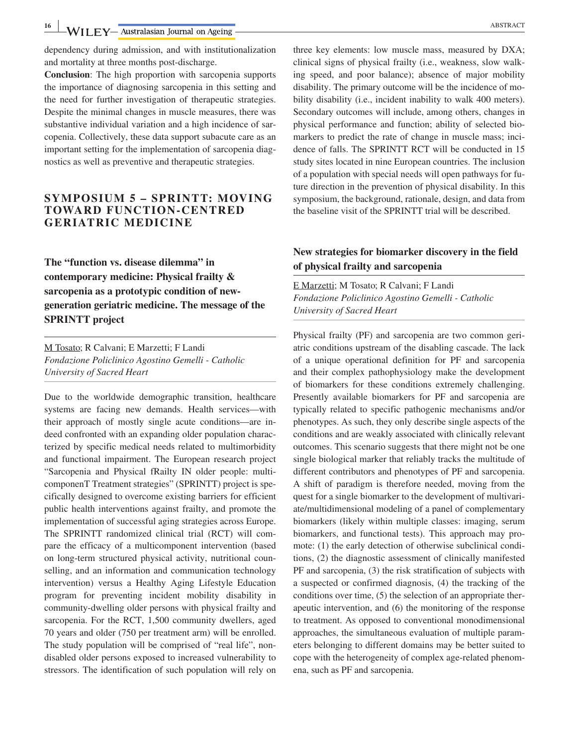dependency during admission, and with institutionalization and mortality at three months post-discharge.

**Conclusion**: The high proportion with sarcopenia supports the importance of diagnosing sarcopenia in this setting and the need for further investigation of therapeutic strategies. Despite the minimal changes in muscle measures, there was substantive individual variation and a high incidence of sarcopenia. Collectively, these data support subacute care as an important setting for the implementation of sarcopenia diagnostics as well as preventive and therapeutic strategies.

## SYMPOSIUM 5 – SPRINTT: MOVING TOWARD FUNCTION-CENTRED GERIATRIC MEDICINE

### The "function vs. disease dilemma" in contemporary medicine: Physical frailty & sarcopenia as a prototypic condition of new-generation geriatric medicine. The message of the SPRINTT project

M Tosato; R Calvani; E Marzetti; F Landi

*Fondazione Policlinico Agostino Gemelli - Catholic University of Sacred Heart*

Due to the worldwide demographic transition, healthcare systems are facing new demands. Health services—with their approach of mostly single acute conditions—are indeed confronted with an expanding older population characterized by specific medical needs related to multimorbidity and functional impairment. The European research project "Sarcopenia and Physical fRailty IN older people: multi-componenT Treatment strategies" (SPRINTT) project is specifically designed to overcome existing barriers for efficient public health interventions against frailty, and promote the implementation of successful aging strategies across Europe. The SPRINTT randomized clinical trial (RCT) will compare the efficacy of a multicomponent intervention (based on long-term structured physical activity, nutritional counselling, and an information and communication technology intervention) versus a Healthy Aging Lifestyle Education program for preventing incident mobility disability in community-dwelling older persons with physical frailty and sarcopenia. For the RCT, 1,500 community dwellers, aged 70 years and older (750 per treatment arm) will be enrolled. The study population will be comprised of "real life", non-disabled older persons exposed to increased vulnerability to stressors. The identification of such population will rely on three key elements: low muscle mass, measured by DXA; clinical signs of physical frailty (i.e., weakness, slow walking speed, and poor balance); absence of major mobility disability. The primary outcome will be the incidence of mobility disability (i.e., incident inability to walk 400 meters). Secondary outcomes will include, among others, changes in physical performance and function; ability of selected biomarkers to predict the rate of change in muscle mass; incidence of falls. The SPRINTT RCT will be conducted in 15 study sites located in nine European countries. The inclusion of a population with special needs will open pathways for future direction in the prevention of physical disability. In this symposium, the background, rationale, design, and data from the baseline visit of the SPRINTT trial will be described.

### New strategies for biomarker discovery in the field of physical frailty and sarcopenia

E Marzetti; M Tosato; R Calvani; F Landi

*Fondazione Policlinico Agostino Gemelli - Catholic University of Sacred Heart*

Physical frailty (PF) and sarcopenia are two common geriatric conditions upstream of the disabling cascade. The lack of a unique operational definition for PF and sarcopenia and their complex pathophysiology make the development of biomarkers for these conditions extremely challenging. Presently available biomarkers for PF and sarcopenia are typically related to specific pathogenic mechanisms and/or phenotypes. As such, they only describe single aspects of the conditions and are weakly associated with clinically relevant outcomes. This scenario suggests that there might not be one single biological marker that reliably tracks the multitude of different contributors and phenotypes of PF and sarcopenia. A shift of paradigm is therefore needed, moving from the quest for a single biomarker to the development of multivariate/multidimensional modeling of a panel of complementary biomarkers (likely within multiple classes: imaging, serum biomarkers, and functional tests). This approach may promote: (1) the early detection of otherwise subclinical conditions, (2) the diagnostic assessment of clinically manifested PF and sarcopenia, (3) the risk stratification of subjects with a suspected or confirmed diagnosis, (4) the tracking of the conditions over time, (5) the selection of an appropriate therapeutic intervention, and (6) the monitoring of the response to treatment. As opposed to conventional monodimensional approaches, the simultaneous evaluation of multiple parameters belonging to different domains may be better suited to cope with the heterogeneity of complex age-related phenomena, such as PF and sarcopenia.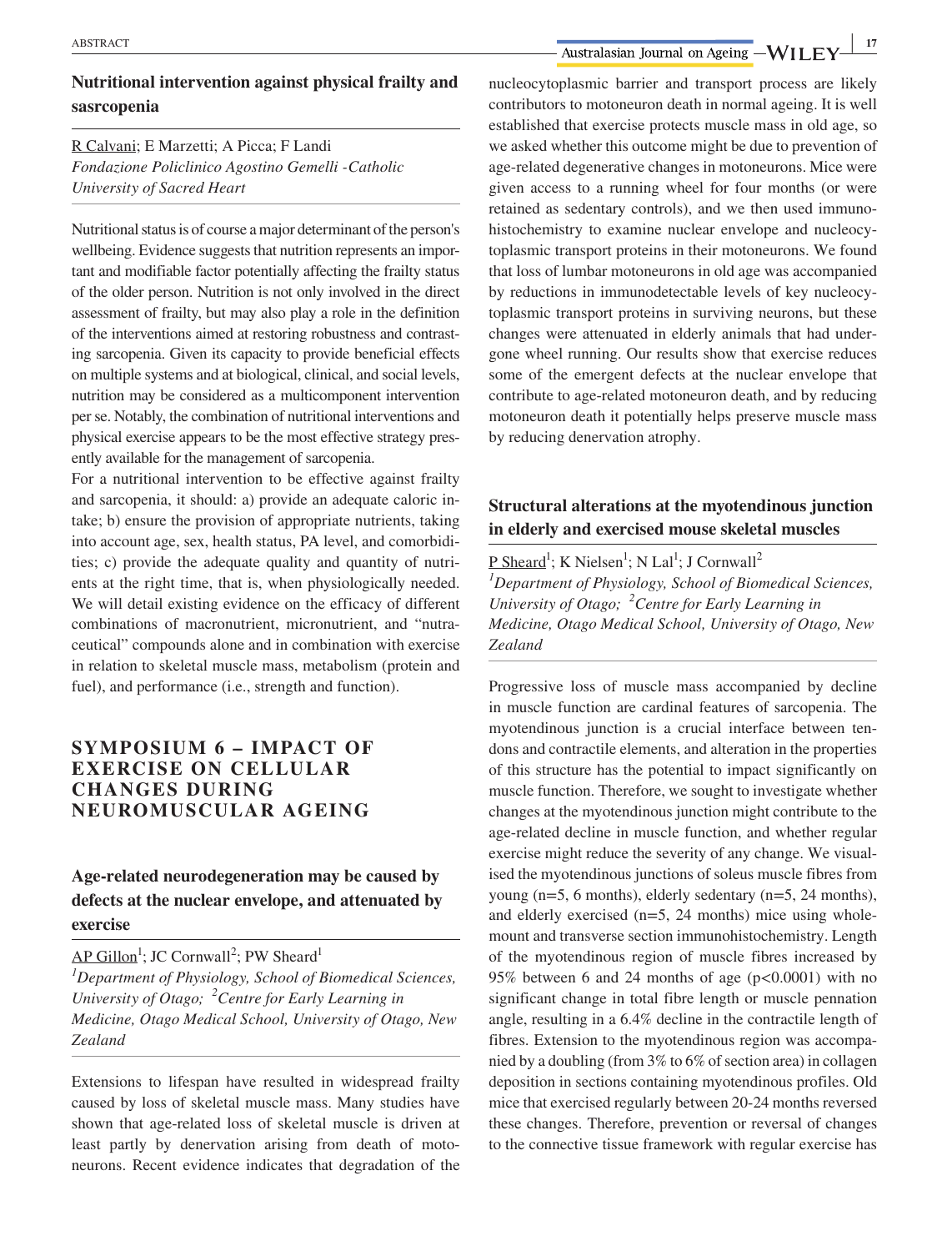## Nutritional intervention against physical frailty and sasrcopenia

R Calvani; E Marzetti; A Picca; F Landi
*Fondazione Policlinico Agostino Gemelli -Catholic University of Sacred Heart*

Nutritional status is of course a major determinant of the person's wellbeing. Evidence suggests that nutrition represents an important and modifiable factor potentially affecting the frailty status of the older person. Nutrition is not only involved in the direct assessment of frailty, but may also play a role in the definition of the interventions aimed at restoring robustness and contrasting sarcopenia. Given its capacity to provide beneficial effects on multiple systems and at biological, clinical, and social levels, nutrition may be considered as a multicomponent intervention per se. Notably, the combination of nutritional interventions and physical exercise appears to be the most effective strategy presently available for the management of sarcopenia.

For a nutritional intervention to be effective against frailty and sarcopenia, it should: a) provide an adequate caloric intake; b) ensure the provision of appropriate nutrients, taking into account age, sex, health status, PA level, and comorbidities; c) provide the adequate quality and quantity of nutrients at the right time, that is, when physiologically needed. We will detail existing evidence on the efficacy of different combinations of macronutrient, micronutrient, and "nutraceutical" compounds alone and in combination with exercise in relation to skeletal muscle mass, metabolism (protein and fuel), and performance (i.e., strength and function).

# SYMPOSIUM 6 – IMPACT OF EXERCISE ON CELLULAR CHANGES DURING NEUROMUSCULAR AGEING

## Age-related neurodegeneration may be caused by defects at the nuclear envelope, and attenuated by exercise

AP Gillon[1]; JC Cornwall[2]; PW Sheard[1]
*[1]Department of Physiology, School of Biomedical Sciences, University of Otago; [2]Centre for Early Learning in Medicine, Otago Medical School, University of Otago, New Zealand*

Extensions to lifespan have resulted in widespread frailty caused by loss of skeletal muscle mass. Many studies have shown that age-related loss of skeletal muscle is driven at least partly by denervation arising from death of motoneurons. Recent evidence indicates that degradation of the nucleocytoplasmic barrier and transport process are likely contributors to motoneuron death in normal ageing. It is well established that exercise protects muscle mass in old age, so we asked whether this outcome might be due to prevention of age-related degenerative changes in motoneurons. Mice were given access to a running wheel for four months (or were retained as sedentary controls), and we then used immunohistochemistry to examine nuclear envelope and nucleocytoplasmic transport proteins in their motoneurons. We found that loss of lumbar motoneurons in old age was accompanied by reductions in immunodetectable levels of key nucleocytoplasmic transport proteins in surviving neurons, but these changes were attenuated in elderly animals that had undergone wheel running. Our results show that exercise reduces some of the emergent defects at the nuclear envelope that contribute to age-related motoneuron death, and by reducing motoneuron death it potentially helps preserve muscle mass by reducing denervation atrophy.

## Structural alterations at the myotendinous junction in elderly and exercised mouse skeletal muscles

P Sheard[1]; K Nielsen[1]; N Lal[1]; J Cornwall[2]
*[1]Department of Physiology, School of Biomedical Sciences, University of Otago; [2]Centre for Early Learning in Medicine, Otago Medical School, University of Otago, New Zealand*

Progressive loss of muscle mass accompanied by decline in muscle function are cardinal features of sarcopenia. The myotendinous junction is a crucial interface between tendons and contractile elements, and alteration in the properties of this structure has the potential to impact significantly on muscle function. Therefore, we sought to investigate whether changes at the myotendinous junction might contribute to the age-related decline in muscle function, and whether regular exercise might reduce the severity of any change. We visualised the myotendinous junctions of soleus muscle fibres from young (n=5, 6 months), elderly sedentary (n=5, 24 months), and elderly exercised (n=5, 24 months) mice using wholemount and transverse section immunohistochemistry. Length of the myotendinous region of muscle fibres increased by 95% between 6 and 24 months of age ($p<0.0001$) with no significant change in total fibre length or muscle pennation angle, resulting in a 6.4% decline in the contractile length of fibres. Extension to the myotendinous region was accompanied by a doubling (from 3% to 6% of section area) in collagen deposition in sections containing myotendinous profiles. Old mice that exercised regularly between 20-24 months reversed these changes. Therefore, prevention or reversal of changes to the connective tissue framework with regular exercise has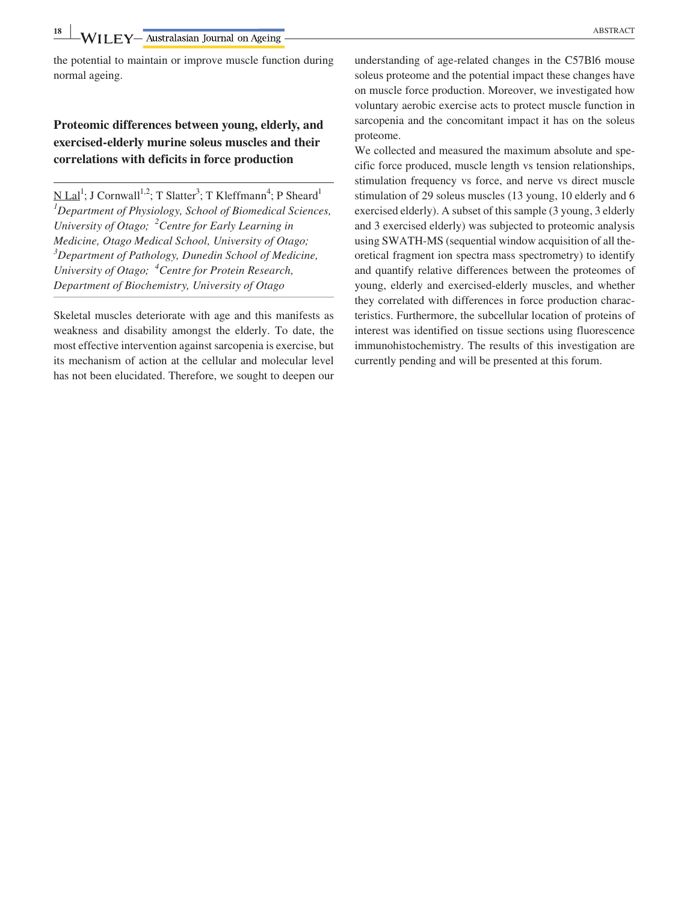the potential to maintain or improve muscle function during normal ageing.

## Proteomic differences between young, elderly, and exercised-elderly murine soleus muscles and their correlations with deficits in force production

N Lal[1]; J Cornwall[1,2]; T Slatter[3]; T Kleffmann[4]; P Sheard[1]

*[1]Department of Physiology, School of Biomedical Sciences, University of Otago; [2]Centre for Early Learning in Medicine, Otago Medical School, University of Otago; [3]Department of Pathology, Dunedin School of Medicine, University of Otago; [4]Centre for Protein Research, Department of Biochemistry, University of Otago*

Skeletal muscles deteriorate with age and this manifests as weakness and disability amongst the elderly. To date, the most effective intervention against sarcopenia is exercise, but its mechanism of action at the cellular and molecular level has not been elucidated. Therefore, we sought to deepen our understanding of age-related changes in the C57Bl6 mouse soleus proteome and the potential impact these changes have on muscle force production. Moreover, we investigated how voluntary aerobic exercise acts to protect muscle function in sarcopenia and the concomitant impact it has on the soleus proteome.

We collected and measured the maximum absolute and specific force produced, muscle length vs tension relationships, stimulation frequency vs force, and nerve vs direct muscle stimulation of 29 soleus muscles (13 young, 10 elderly and 6 exercised elderly). A subset of this sample (3 young, 3 elderly and 3 exercised elderly) was subjected to proteomic analysis using SWATH-MS (sequential window acquisition of all theoretical fragment ion spectra mass spectrometry) to identify and quantify relative differences between the proteomes of young, elderly and exercised-elderly muscles, and whether they correlated with differences in force production characteristics. Furthermore, the subcellular location of proteins of interest was identified on tissue sections using fluorescence immunohistochemistry. The results of this investigation are currently pending and will be presented at this forum.